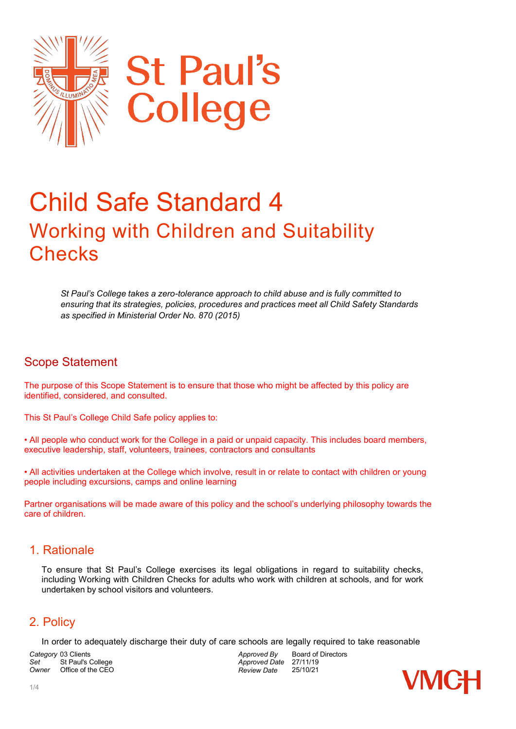# St Paul's College

# Child Safe Standard 4

## Working with Children and Suitability Checks

*St Paul's College takes a zero-tolerance approach to child abuse and is fully committed to ensuring that its strategies, policies, procedures and practices meet all Child Safety Standards as specified in Ministerial Order No. 870 (2015)*

## Scope Statement

The purpose of this Scope Statement is to ensure that those who might be affected by this policy are identified, considered, and consulted.

This St Paul's College Child Safe policy applies to:

• All people who conduct work for the College in a paid or unpaid capacity. This includes board members, executive leadership, staff, volunteers, trainees, contractors and consultants

• All activities undertaken at the College which involve, result in or relate to contact with children or young people including excursions, camps and online learning

Partner organisations will be made aware of this policy and the school's underlying philosophy towards the care of children.

## 1. Rationale

To ensure that St Paul's College exercises its legal obligations in regard to suitability checks, including Working with Children Checks for adults who work with children at schools, and for work undertaken by school visitors and volunteers.

## 2. Policy

In order to adequately discharge their duty of care schools are legally required to take reasonable

| | | | |
|---|---|---|---|
| *Category* | 03 Clients | *Approved By* | Board of Directors |
| *Set* | St Paul's College | *Approved Date* | 27/11/19 |
| *Owner* | Office of the CEO | *Review Date* | 25/10/21 |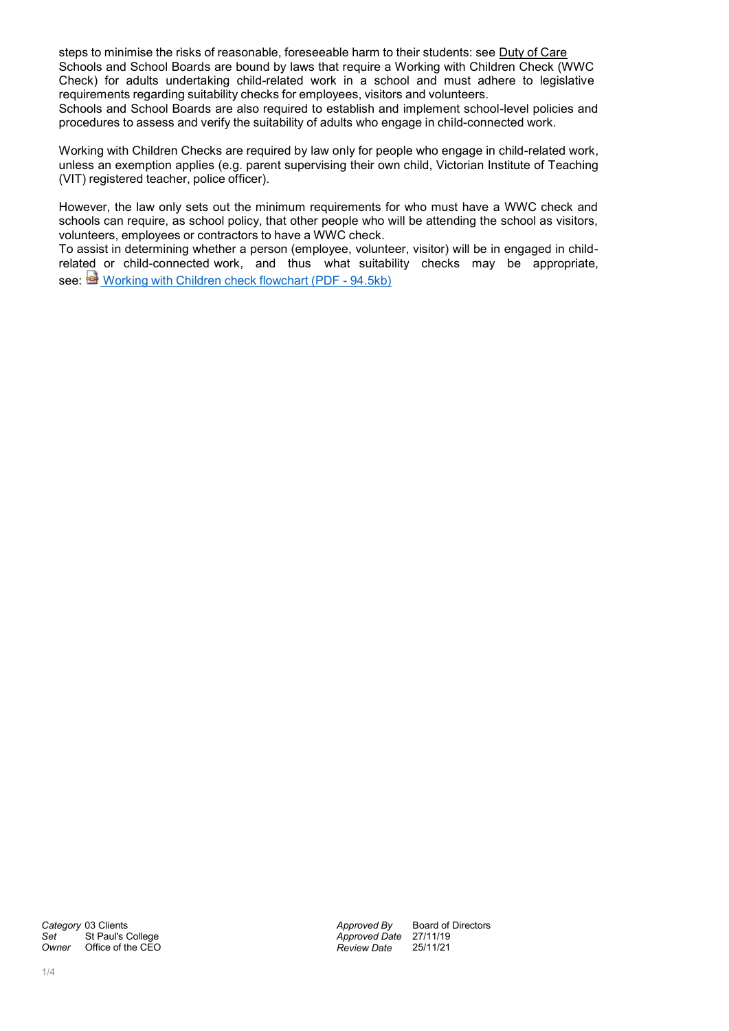steps to minimise the risks of reasonable, foreseeable harm to their students: see Duty of Care
Schools and School Boards are bound by laws that require a Working with Children Check (WWC Check) for adults undertaking child-related work in a school and must adhere to legislative requirements regarding suitability checks for employees, visitors and volunteers.
Schools and School Boards are also required to establish and implement school-level policies and procedures to assess and verify the suitability of adults who engage in child-connected work.

Working with Children Checks are required by law only for people who engage in child-related work, unless an exemption applies (e.g. parent supervising their own child, Victorian Institute of Teaching (VIT) registered teacher, police officer).

However, the law only sets out the minimum requirements for who must have a WWC check and schools can require, as school policy, that other people who will be attending the school as visitors, volunteers, employees or contractors to have a WWC check.
To assist in determining whether a person (employee, volunteer, visitor) will be in engaged in child-related or child-connected work, and thus what suitability checks may be appropriate, see: Working with Children check flowchart (PDF - 94.5kb)

| | | | |
|---|---|---|---|
| *Category* | 03 Clients | *Approved By* | Board of Directors |
| *Set* | St Paul's College | *Approved Date* | 27/11/19 |
| *Owner* | Office of the CEO | *Review Date* | 25/11/21 |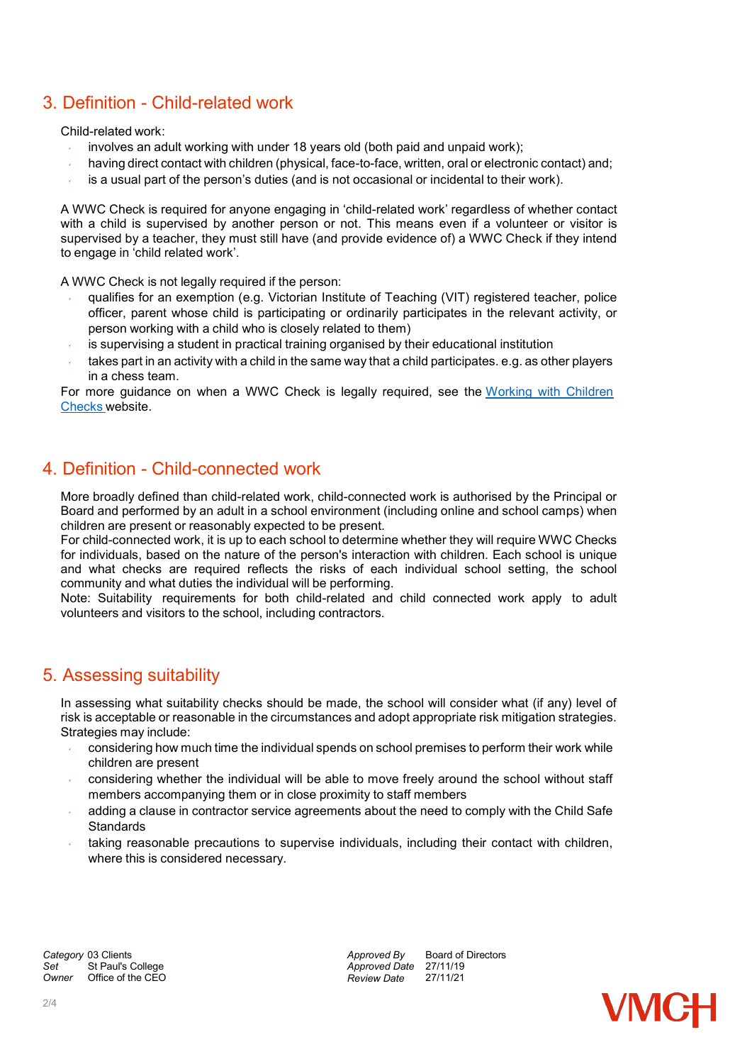## 3. Definition - Child-related work

Child-related work:

- involves an adult working with under 18 years old (both paid and unpaid work);
- having direct contact with children (physical, face-to-face, written, oral or electronic contact) and;
- is a usual part of the person's duties (and is not occasional or incidental to their work).

A WWC Check is required for anyone engaging in 'child-related work' regardless of whether contact with a child is supervised by another person or not. This means even if a volunteer or visitor is supervised by a teacher, they must still have (and provide evidence of) a WWC Check if they intend to engage in 'child related work'.

A WWC Check is not legally required if the person:

- qualifies for an exemption (e.g. Victorian Institute of Teaching (VIT) registered teacher, police officer, parent whose child is participating or ordinarily participates in the relevant activity, or person working with a child who is closely related to them)
- is supervising a student in practical training organised by their educational institution
- takes part in an activity with a child in the same way that a child participates. e.g. as other players in a chess team.

For more guidance on when a WWC Check is legally required, see the [Working with Children Checks](#) website.

## 4. Definition - Child-connected work

More broadly defined than child-related work, child-connected work is authorised by the Principal or Board and performed by an adult in a school environment (including online and school camps) when children are present or reasonably expected to be present.

For child-connected work, it is up to each school to determine whether they will require WWC Checks for individuals, based on the nature of the person's interaction with children. Each school is unique and what checks are required reflects the risks of each individual school setting, the school community and what duties the individual will be performing.

Note: Suitability requirements for both child-related and child connected work apply to adult volunteers and visitors to the school, including contractors.

## 5. Assessing suitability

In assessing what suitability checks should be made, the school will consider what (if any) level of risk is acceptable or reasonable in the circumstances and adopt appropriate risk mitigation strategies. Strategies may include:

- considering how much time the individual spends on school premises to perform their work while children are present
- considering whether the individual will be able to move freely around the school without staff members accompanying them or in close proximity to staff members
- adding a clause in contractor service agreements about the need to comply with the Child Safe Standards
- taking reasonable precautions to supervise individuals, including their contact with children, where this is considered necessary.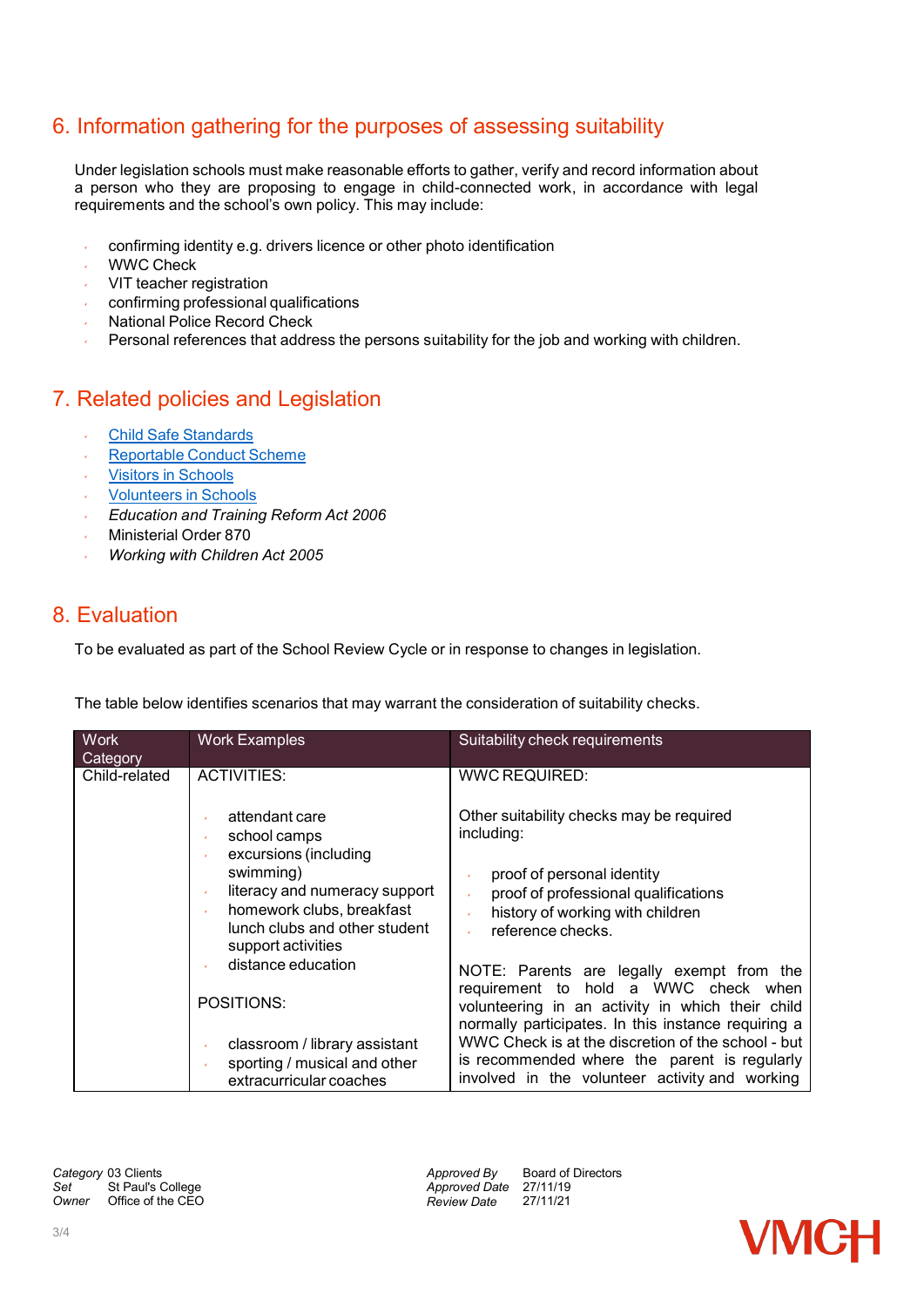## 6. Information gathering for the purposes of assessing suitability

Under legislation schools must make reasonable efforts to gather, verify and record information about a person who they are proposing to engage in child-connected work, in accordance with legal requirements and the school's own policy. This may include:

- confirming identity e.g. drivers licence or other photo identification
- WWC Check
- VIT teacher registration
- confirming professional qualifications
- National Police Record Check
- Personal references that address the persons suitability for the job and working with children.

## 7. Related policies and Legislation

- Child Safe Standards
- Reportable Conduct Scheme
- Visitors in Schools
- Volunteers in Schools
- *Education and Training Reform Act 2006*
- Ministerial Order 870
- *Working with Children Act 2005*

## 8. Evaluation

To be evaluated as part of the School Review Cycle or in response to changes in legislation.

The table below identifies scenarios that may warrant the consideration of suitability checks.

| Work Category | Work Examples | Suitability check requirements |
|---|---|---|
| Child-related | ACTIVITIES:<br><br>- attendant care<br>- school camps<br>- excursions (including swimming)<br>- literacy and numeracy support<br>- homework clubs, breakfast lunch clubs and other student support activities<br>- distance education<br><br>POSITIONS:<br><br>- classroom / library assistant<br>- sporting / musical and other extracurricular coaches | WWC REQUIRED:<br><br>Other suitability checks may be required including:<br><br>- proof of personal identity<br>- proof of professional qualifications<br>- history of working with children<br>- reference checks.<br><br>NOTE: Parents are legally exempt from the requirement to hold a WWC check when volunteering in an activity in which their child normally participates. In this instance requiring a WWC Check is at the discretion of the school - but is recommended where the parent is regularly involved in the volunteer activity and working |

*Category* 03 Clients
*Set* St Paul's College
*Owner* Office of the CEO

*Approved By* Board of Directors
*Approved Date* 27/11/19
*Review Date* 27/11/21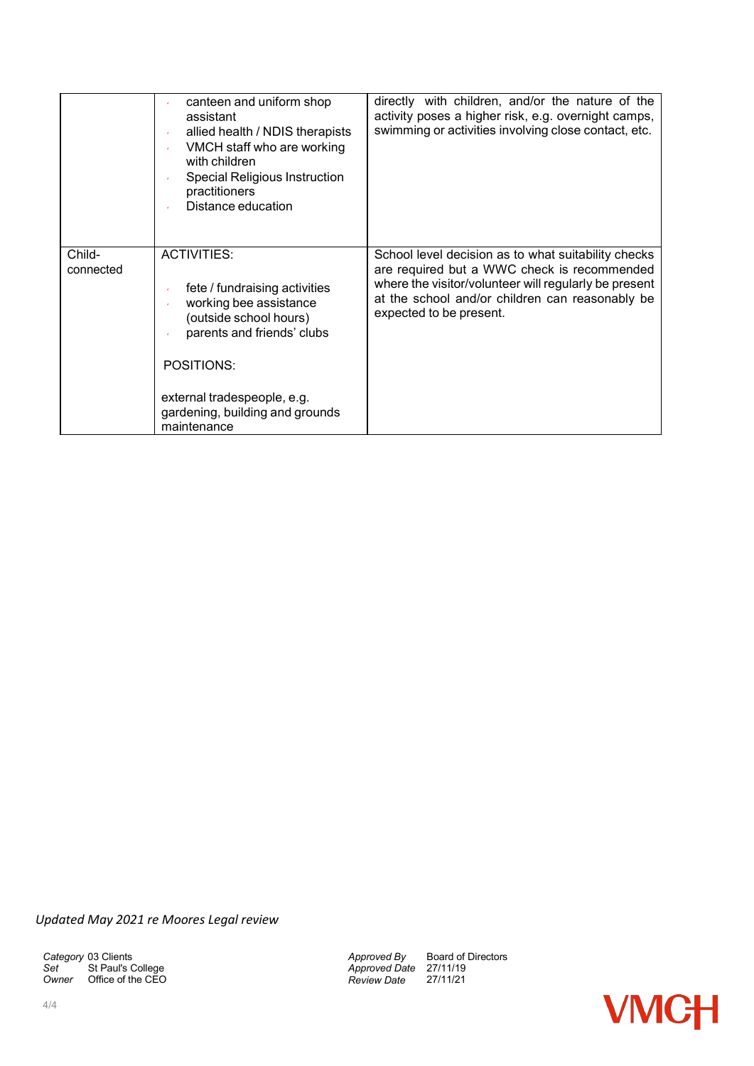| | | |
|---|---|---|
| | • canteen and uniform shop assistant<br>• allied health / NDIS therapists<br>• VMCH staff who are working with children<br>• Special Religious Instruction practitioners<br>• Distance education | directly with children, and/or the nature of the activity poses a higher risk, e.g. overnight camps, swimming or activities involving close contact, etc. |
| Child-connected | ACTIVITIES:<br><br>• fete / fundraising activities<br>• working bee assistance (outside school hours)<br>• parents and friends' clubs<br><br>POSITIONS:<br><br>external tradespeople, e.g. gardening, building and grounds maintenance | School level decision as to what suitability checks are required but a WWC check is recommended where the visitor/volunteer will regularly be present at the school and/or children can reasonably be expected to be present. |

*Updated May 2021 re Moores Legal review*

*Category* 03 Clients
*Set* St Paul's College
*Owner* Office of the CEO

*Approved By* Board of Directors
*Approved Date* 27/11/19
*Review Date* 27/11/21